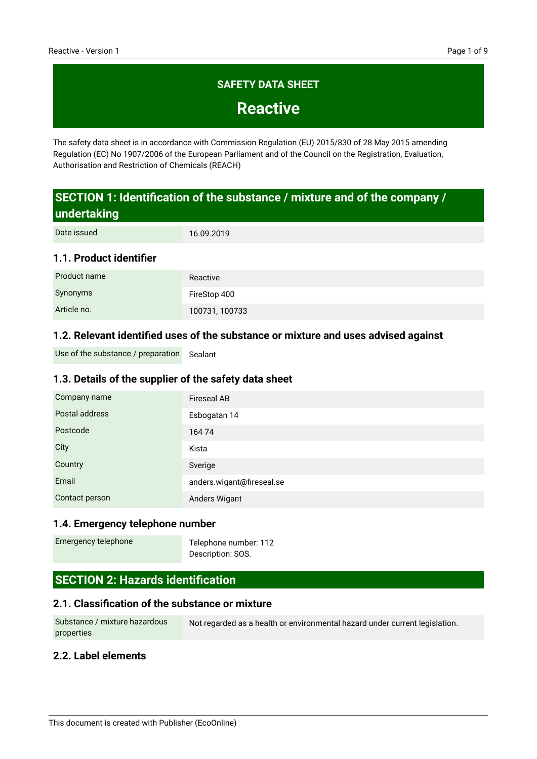# SAFETY DATA SHEET

# Reactive

The safety data sheet is in accordance with Commission Regulation (EU) 2015/830 of 28 May 2015 amending Regulation (EC) No 1907/2006 of the European Parliament and of the Council on the Registration, Evaluation, Authorisation and Restriction of Chemicals (REACH)

## SECTION 1: Identification of the substance / mixture and of the company / undertaking

| Date issued | 16.09.2019 |
|---|---|

### 1.1. Product identifier

| Product name | Reactive |
|---|---|
| Synonyms | FireStop 400 |
| Article no. | 100731, 100733 |

### 1.2. Relevant identified uses of the substance or mixture and uses advised against

| Use of the substance / preparation | Sealant |
|---|---|

### 1.3. Details of the supplier of the safety data sheet

| Company name | Fireseal AB |
|---|---|
| Postal address | Esbogatan 14 |
| Postcode | 164 74 |
| City | Kista |
| Country | Sverige |
| Email | anders.wigant@fireseal.se |
| Contact person | Anders Wigant |

### 1.4. Emergency telephone number

| Emergency telephone | Telephone number: 112<br>Description: SOS. |
|---|---|

## SECTION 2: Hazards identification

### 2.1. Classification of the substance or mixture

| Substance / mixture hazardous properties | Not regarded as a health or environmental hazard under current legislation. |
|---|---|

### 2.2. Label elements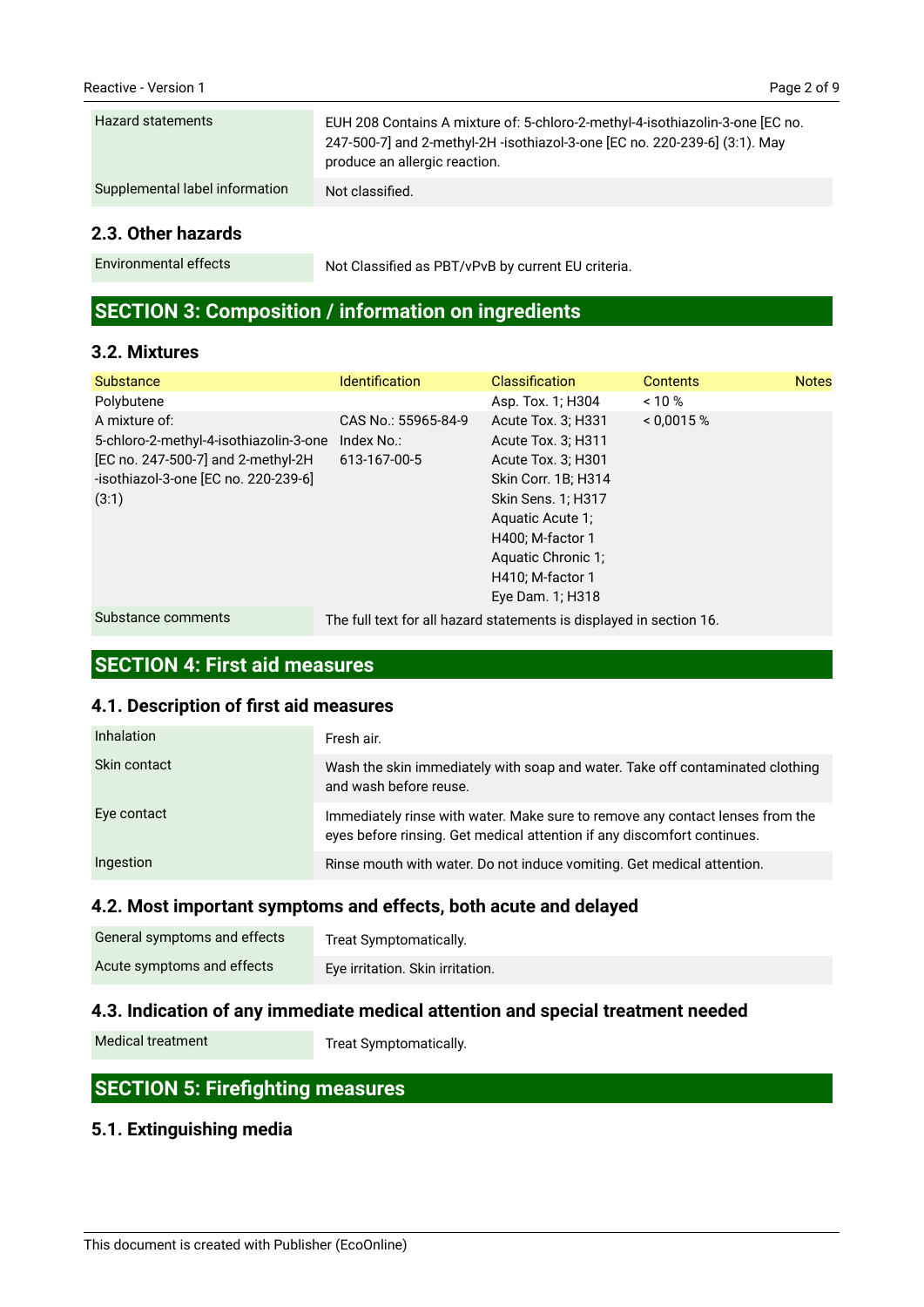| | |
|---|---|
| Hazard statements | EUH 208 Contains A mixture of: 5-chloro-2-methyl-4-isothiazolin-3-one [EC no. 247-500-7] and 2-methyl-2H -isothiazol-3-one [EC no. 220-239-6] (3:1). May produce an allergic reaction. |
| Supplemental label information | Not classified. |

## 2.3. Other hazards

| | |
|---|---|
| Environmental effects | Not Classified as PBT/vPvB by current EU criteria. |

# SECTION 3: Composition / information on ingredients

## 3.2. Mixtures

| Substance | Identification | Classification | Contents | Notes |
|---|---|---|---|---|
| Polybutene | | Asp. Tox. 1; H304 | < 10 % | |
| A mixture of: 5-chloro-2-methyl-4-isothiazolin-3-one [EC no. 247-500-7] and 2-methyl-2H -isothiazol-3-one [EC no. 220-239-6] (3:1) | CAS No.: 55965-84-9 Index No.: 613-167-00-5 | Acute Tox. 3; H331 Acute Tox. 3; H311 Acute Tox. 3; H301 Skin Corr. 1B; H314 Skin Sens. 1; H317 Aquatic Acute 1; H400; M-factor 1 Aquatic Chronic 1; H410; M-factor 1 Eye Dam. 1; H318 | < 0,0015 % | |

| | |
|---|---|
| Substance comments | The full text for all hazard statements is displayed in section 16. |

# SECTION 4: First aid measures

## 4.1. Description of first aid measures

| | |
|---|---|
| Inhalation | Fresh air. |
| Skin contact | Wash the skin immediately with soap and water. Take off contaminated clothing and wash before reuse. |
| Eye contact | Immediately rinse with water. Make sure to remove any contact lenses from the eyes before rinsing. Get medical attention if any discomfort continues. |
| Ingestion | Rinse mouth with water. Do not induce vomiting. Get medical attention. |

## 4.2. Most important symptoms and effects, both acute and delayed

| | |
|---|---|
| General symptoms and effects | Treat Symptomatically. |
| Acute symptoms and effects | Eye irritation. Skin irritation. |

## 4.3. Indication of any immediate medical attention and special treatment needed

| | |
|---|---|
| Medical treatment | Treat Symptomatically. |

# SECTION 5: Firefighting measures

## 5.1. Extinguishing media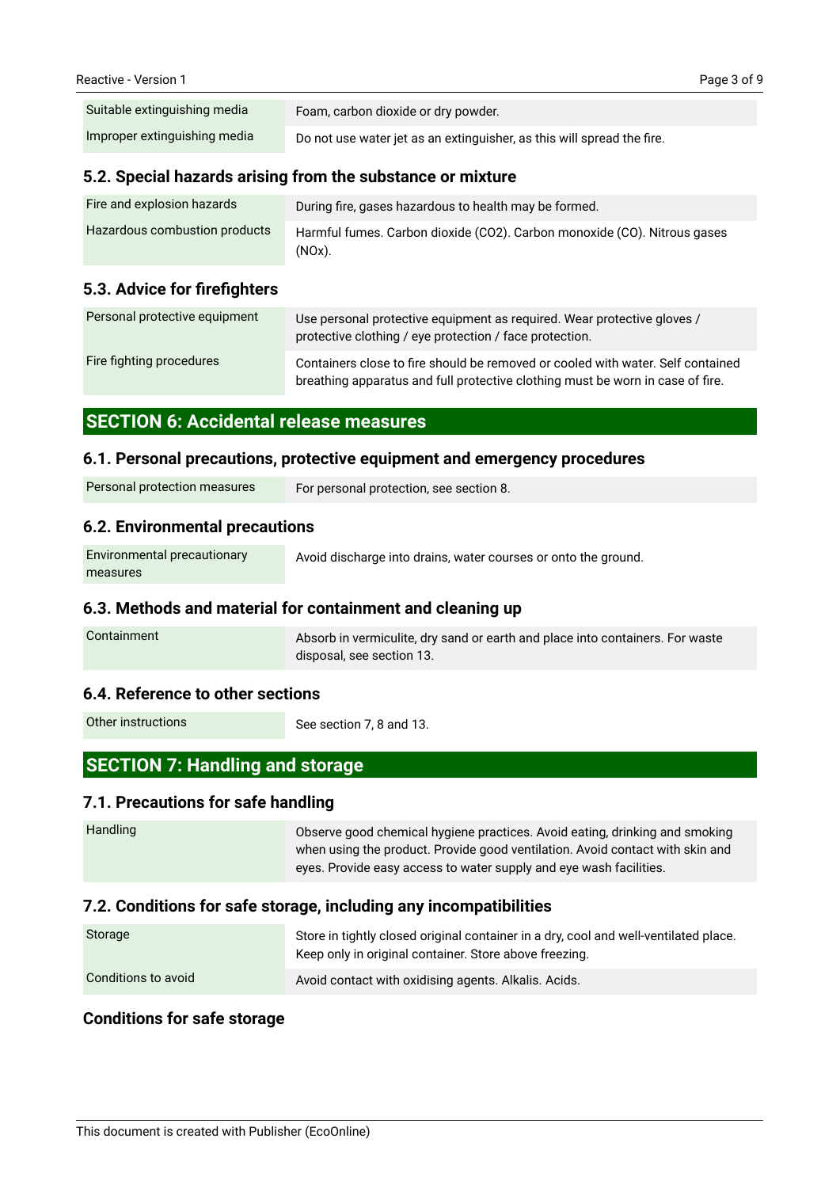| | |
|---|---|
| Suitable extinguishing media | Foam, carbon dioxide or dry powder. |
| Improper extinguishing media | Do not use water jet as an extinguisher, as this will spread the fire. |

### 5.2. Special hazards arising from the substance or mixture

| | |
|---|---|
| Fire and explosion hazards | During fire, gases hazardous to health may be formed. |
| Hazardous combustion products | Harmful fumes. Carbon dioxide ($CO_2$). Carbon monoxide (CO). Nitrous gases ($NO_x$). |

### 5.3. Advice for firefighters

| | |
|---|---|
| Personal protective equipment | Use personal protective equipment as required. Wear protective gloves / protective clothing / eye protection / face protection. |
| Fire fighting procedures | Containers close to fire should be removed or cooled with water. Self contained breathing apparatus and full protective clothing must be worn in case of fire. |

## SECTION 6: Accidental release measures

### 6.1. Personal precautions, protective equipment and emergency procedures

| | |
|---|---|
| Personal protection measures | For personal protection, see section 8. |

### 6.2. Environmental precautions

| | |
|---|---|
| Environmental precautionary measures | Avoid discharge into drains, water courses or onto the ground. |

### 6.3. Methods and material for containment and cleaning up

| | |
|---|---|
| Containment | Absorb in vermiculite, dry sand or earth and place into containers. For waste disposal, see section 13. |

### 6.4. Reference to other sections

| | |
|---|---|
| Other instructions | See section 7, 8 and 13. |

## SECTION 7: Handling and storage

### 7.1. Precautions for safe handling

| | |
|---|---|
| Handling | Observe good chemical hygiene practices. Avoid eating, drinking and smoking when using the product. Provide good ventilation. Avoid contact with skin and eyes. Provide easy access to water supply and eye wash facilities. |

### 7.2. Conditions for safe storage, including any incompatibilities

| | |
|---|---|
| Storage | Store in tightly closed original container in a dry, cool and well-ventilated place. Keep only in original container. Store above freezing. |
| Conditions to avoid | Avoid contact with oxidising agents. Alkalis. Acids. |

### Conditions for safe storage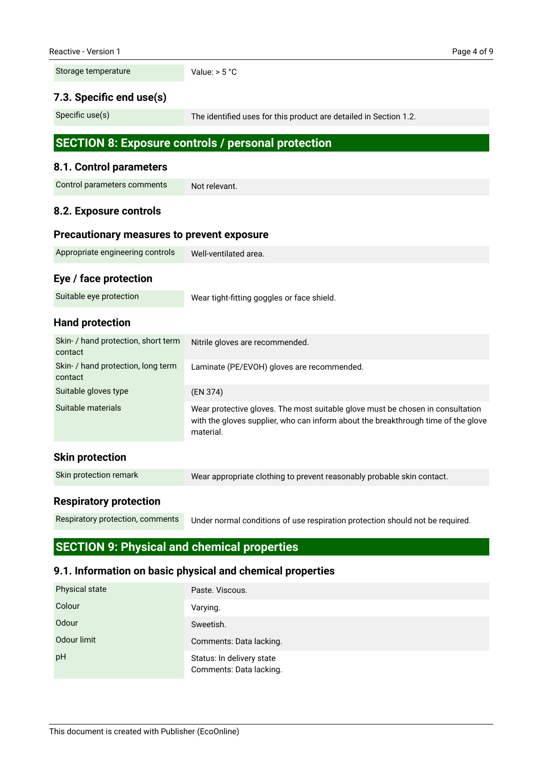| Storage temperature | Value: > 5 °C |
|---|---|

### 7.3. Specific end use(s)

| Specific use(s) | The identified uses for this product are detailed in Section 1.2. |
|---|---|

## SECTION 8: Exposure controls / personal protection

### 8.1. Control parameters

| Control parameters comments | Not relevant. |
|---|---|

### 8.2. Exposure controls

#### Precautionary measures to prevent exposure

| Appropriate engineering controls | Well-ventilated area. |
|---|---|

#### Eye / face protection

| Suitable eye protection | Wear tight-fitting goggles or face shield. |
|---|---|

#### Hand protection

| Skin- / hand protection, short term contact | Nitrile gloves are recommended. |
|---|---|
| Skin- / hand protection, long term contact | Laminate (PE/EVOH) gloves are recommended. |
| Suitable gloves type | (EN 374) |
| Suitable materials | Wear protective gloves. The most suitable glove must be chosen in consultation with the gloves supplier, who can inform about the breakthrough time of the glove material. |

#### Skin protection

| Skin protection remark | Wear appropriate clothing to prevent reasonably probable skin contact. |
|---|---|

#### Respiratory protection

| Respiratory protection, comments | Under normal conditions of use respiration protection should not be required. |
|---|---|

## SECTION 9: Physical and chemical properties

### 9.1. Information on basic physical and chemical properties

| Physical state | Paste. Viscous. |
|---|---|
| Colour | Varying. |
| Odour | Sweetish. |
| Odour limit | Comments: Data lacking. |
| pH | Status: In delivery state<br>Comments: Data lacking. |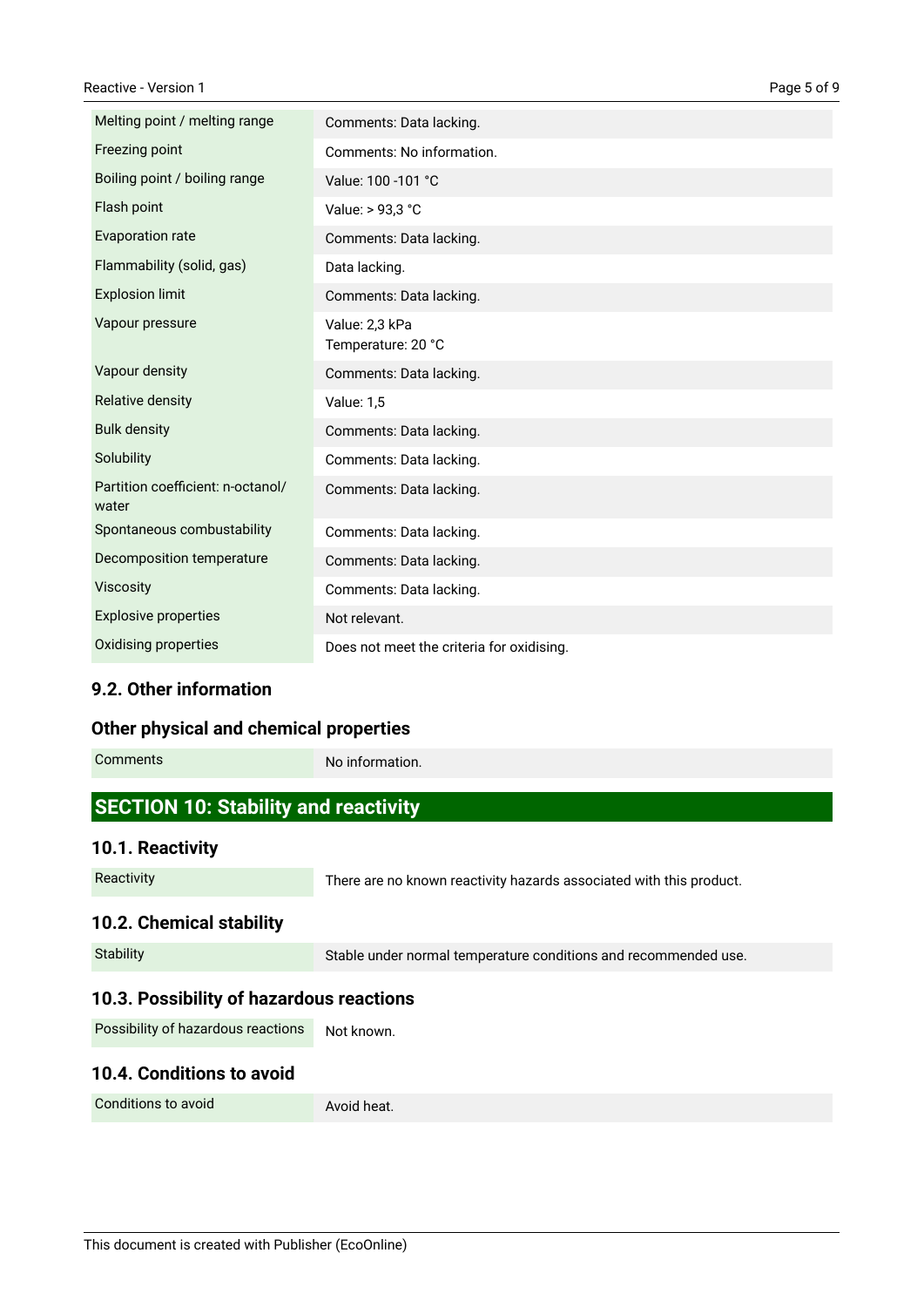| | |
|---|---|
| Melting point / melting range | Comments: Data lacking. |
| Freezing point | Comments: No information. |
| Boiling point / boiling range | Value: 100 -101 °C |
| Flash point | Value: > 93,3 °C |
| Evaporation rate | Comments: Data lacking. |
| Flammability (solid, gas) | Data lacking. |
| Explosion limit | Comments: Data lacking. |
| Vapour pressure | Value: 2,3 kPa<br>Temperature: 20 °C |
| Vapour density | Comments: Data lacking. |
| Relative density | Value: 1,5 |
| Bulk density | Comments: Data lacking. |
| Solubility | Comments: Data lacking. |
| Partition coefficient: n-octanol/ water | Comments: Data lacking. |
| Spontaneous combustability | Comments: Data lacking. |
| Decomposition temperature | Comments: Data lacking. |
| Viscosity | Comments: Data lacking. |
| Explosive properties | Not relevant. |
| Oxidising properties | Does not meet the criteria for oxidising. |

### 9.2. Other information

### Other physical and chemical properties

| | |
|---|---|
| Comments | No information. |

## SECTION 10: Stability and reactivity

### 10.1. Reactivity

| | |
|---|---|
| Reactivity | There are no known reactivity hazards associated with this product. |

### 10.2. Chemical stability

| | |
|---|---|
| Stability | Stable under normal temperature conditions and recommended use. |

### 10.3. Possibility of hazardous reactions

| | |
|---|---|
| Possibility of hazardous reactions | Not known. |

### 10.4. Conditions to avoid

| | |
|---|---|
| Conditions to avoid | Avoid heat. |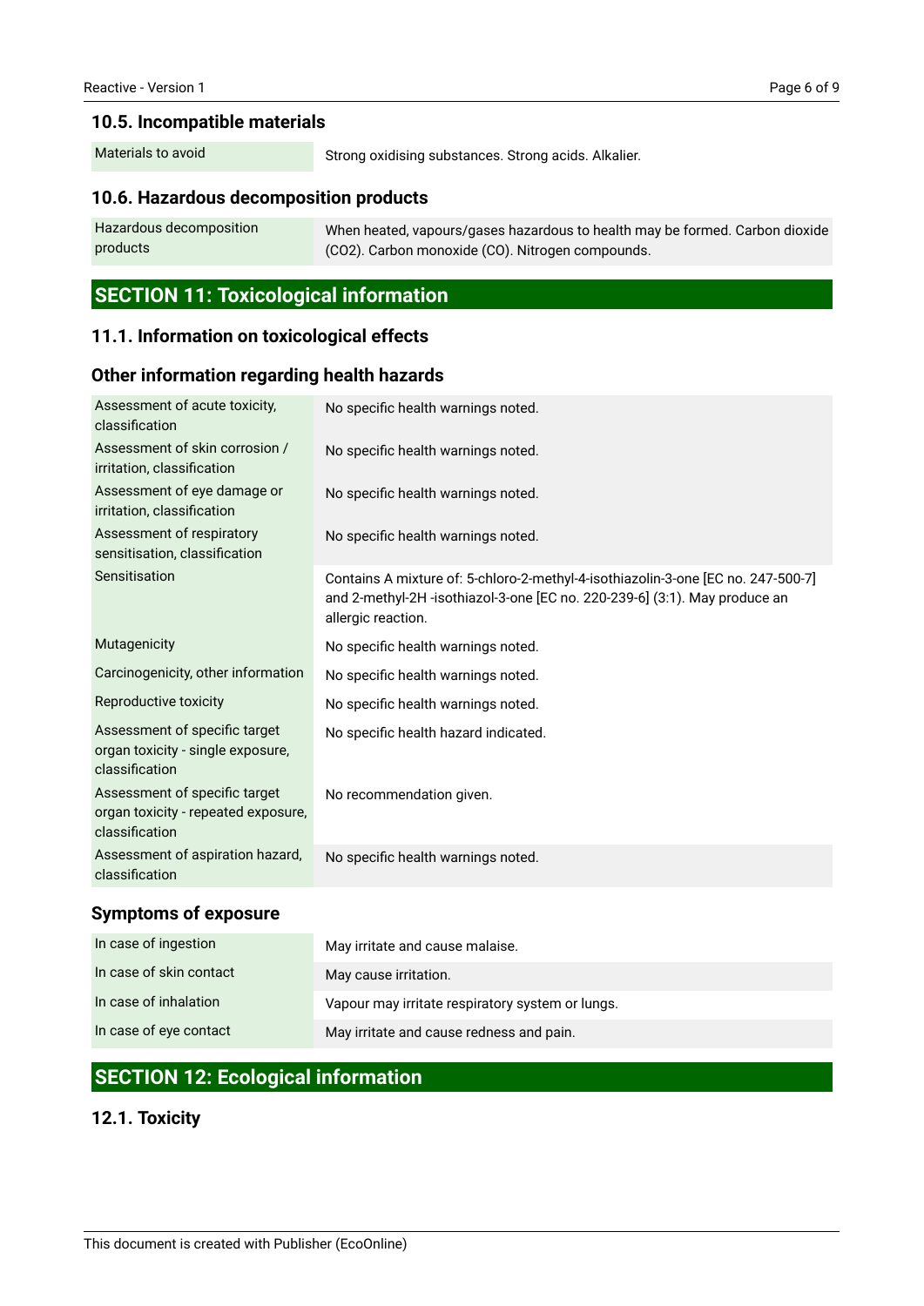### 10.5. Incompatible materials

| | |
|---|---|
| Materials to avoid | Strong oxidising substances. Strong acids. Alkalier. |

### 10.6. Hazardous decomposition products

| | |
|---|---|
| Hazardous decomposition products | When heated, vapours/gases hazardous to health may be formed. Carbon dioxide ($CO_2$). Carbon monoxide (CO). Nitrogen compounds. |

## SECTION 11: Toxicological information

### 11.1. Information on toxicological effects

### Other information regarding health hazards

| | |
|---|---|
| Assessment of acute toxicity, classification | No specific health warnings noted. |
| Assessment of skin corrosion / irritation, classification | No specific health warnings noted. |
| Assessment of eye damage or irritation, classification | No specific health warnings noted. |
| Assessment of respiratory sensitisation, classification | No specific health warnings noted. |
| Sensitisation | Contains A mixture of: 5-chloro-2-methyl-4-isothiazolin-3-one [EC no. 247-500-7] and 2-methyl-2H -isothiazol-3-one [EC no. 220-239-6] (3:1). May produce an allergic reaction. |
| Mutagenicity | No specific health warnings noted. |
| Carcinogenicity, other information | No specific health warnings noted. |
| Reproductive toxicity | No specific health warnings noted. |
| Assessment of specific target organ toxicity - single exposure, classification | No specific health hazard indicated. |
| Assessment of specific target organ toxicity - repeated exposure, classification | No recommendation given. |
| Assessment of aspiration hazard, classification | No specific health warnings noted. |

### Symptoms of exposure

| | |
|---|---|
| In case of ingestion | May irritate and cause malaise. |
| In case of skin contact | May cause irritation. |
| In case of inhalation | Vapour may irritate respiratory system or lungs. |
| In case of eye contact | May irritate and cause redness and pain. |

## SECTION 12: Ecological information

### 12.1. Toxicity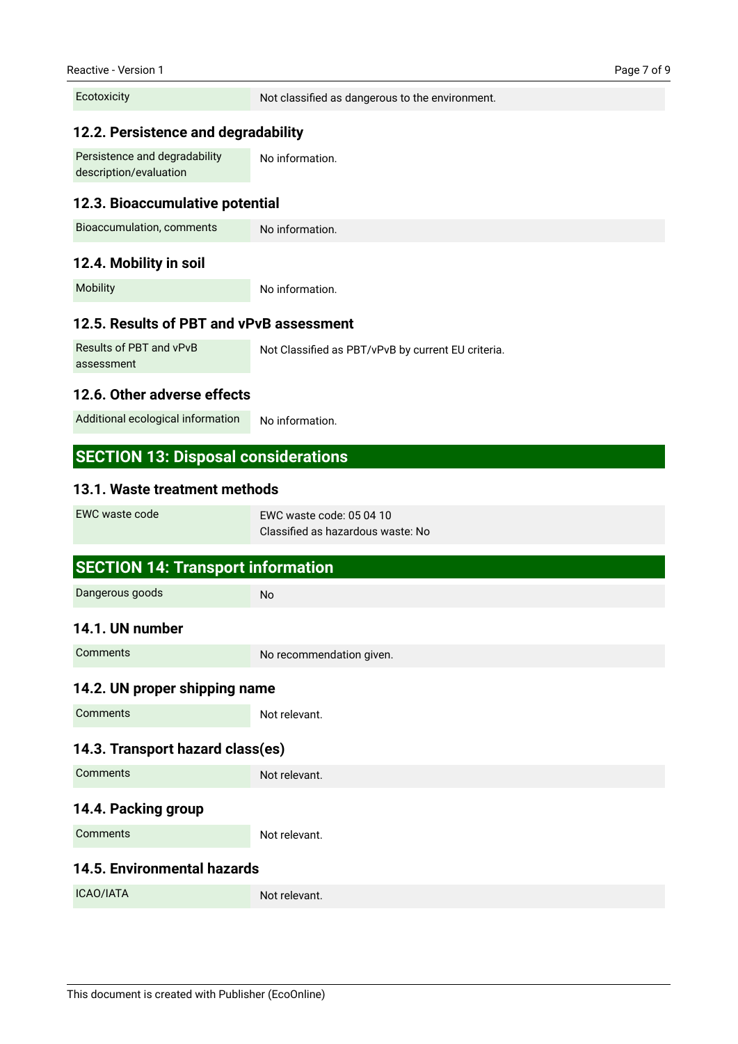| | |
|---|---|
| Ecotoxicity | Not classified as dangerous to the environment. |

### 12.2. Persistence and degradability

| | |
|---|---|
| Persistence and degradability description/evaluation | No information. |

### 12.3. Bioaccumulative potential

| | |
|---|---|
| Bioaccumulation, comments | No information. |

### 12.4. Mobility in soil

| | |
|---|---|
| Mobility | No information. |

### 12.5. Results of PBT and vPvB assessment

| | |
|---|---|
| Results of PBT and vPvB assessment | Not Classified as PBT/vPvB by current EU criteria. |

### 12.6. Other adverse effects

| | |
|---|---|
| Additional ecological information | No information. |

## SECTION 13: Disposal considerations

### 13.1. Waste treatment methods

| | |
|---|---|
| EWC waste code | EWC waste code: 05 04 10<br>Classified as hazardous waste: No |

## SECTION 14: Transport information

| | |
|---|---|
| Dangerous goods | No |

### 14.1. UN number

| | |
|---|---|
| Comments | No recommendation given. |

### 14.2. UN proper shipping name

| | |
|---|---|
| Comments | Not relevant. |

### 14.3. Transport hazard class(es)

| | |
|---|---|
| Comments | Not relevant. |

### 14.4. Packing group

| | |
|---|---|
| Comments | Not relevant. |

### 14.5. Environmental hazards

| | |
|---|---|
| ICAO/IATA | Not relevant. |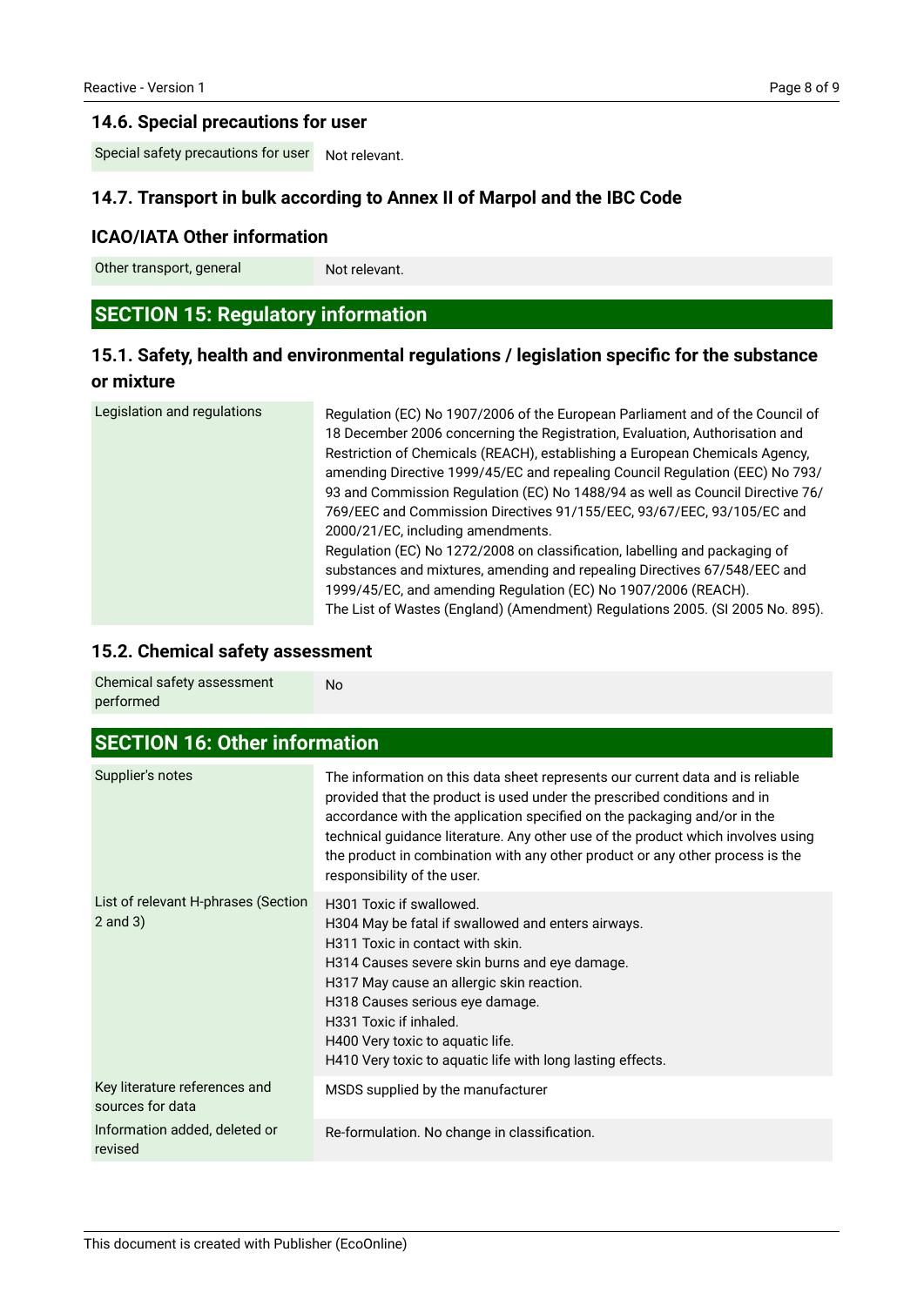### 14.6. Special precautions for user

| | |
|---|---|
| Special safety precautions for user | Not relevant. |

### 14.7. Transport in bulk according to Annex II of Marpol and the IBC Code

### ICAO/IATA Other information

| | |
|---|---|
| Other transport, general | Not relevant. |

## SECTION 15: Regulatory information

### 15.1. Safety, health and environmental regulations / legislation specific for the substance or mixture

| | |
|---|---|
| Legislation and regulations | Regulation (EC) No 1907/2006 of the European Parliament and of the Council of 18 December 2006 concerning the Registration, Evaluation, Authorisation and Restriction of Chemicals (REACH), establishing a European Chemicals Agency, amending Directive 1999/45/EC and repealing Council Regulation (EEC) No 793/93 and Commission Regulation (EC) No 1488/94 as well as Council Directive 76/769/EEC and Commission Directives 91/155/EEC, 93/67/EEC, 93/105/EC and 2000/21/EC, including amendments.<br>Regulation (EC) No 1272/2008 on classification, labelling and packaging of substances and mixtures, amending and repealing Directives 67/548/EEC and 1999/45/EC, and amending Regulation (EC) No 1907/2006 (REACH).<br>The List of Wastes (England) (Amendment) Regulations 2005. (SI 2005 No. 895). |

### 15.2. Chemical safety assessment

| | |
|---|---|
| Chemical safety assessment performed | No |

## SECTION 16: Other information

| | |
|---|---|
| Supplier's notes | The information on this data sheet represents our current data and is reliable provided that the product is used under the prescribed conditions and in accordance with the application specified on the packaging and/or in the technical guidance literature. Any other use of the product which involves using the product in combination with any other product or any other process is the responsibility of the user. |
| List of relevant H-phrases (Section 2 and 3) | H301 Toxic if swallowed.<br>H304 May be fatal if swallowed and enters airways.<br>H311 Toxic in contact with skin.<br>H314 Causes severe skin burns and eye damage.<br>H317 May cause an allergic skin reaction.<br>H318 Causes serious eye damage.<br>H331 Toxic if inhaled.<br>H400 Very toxic to aquatic life.<br>H410 Very toxic to aquatic life with long lasting effects. |
| Key literature references and sources for data | MSDS supplied by the manufacturer |
| Information added, deleted or revised | Re-formulation. No change in classification. |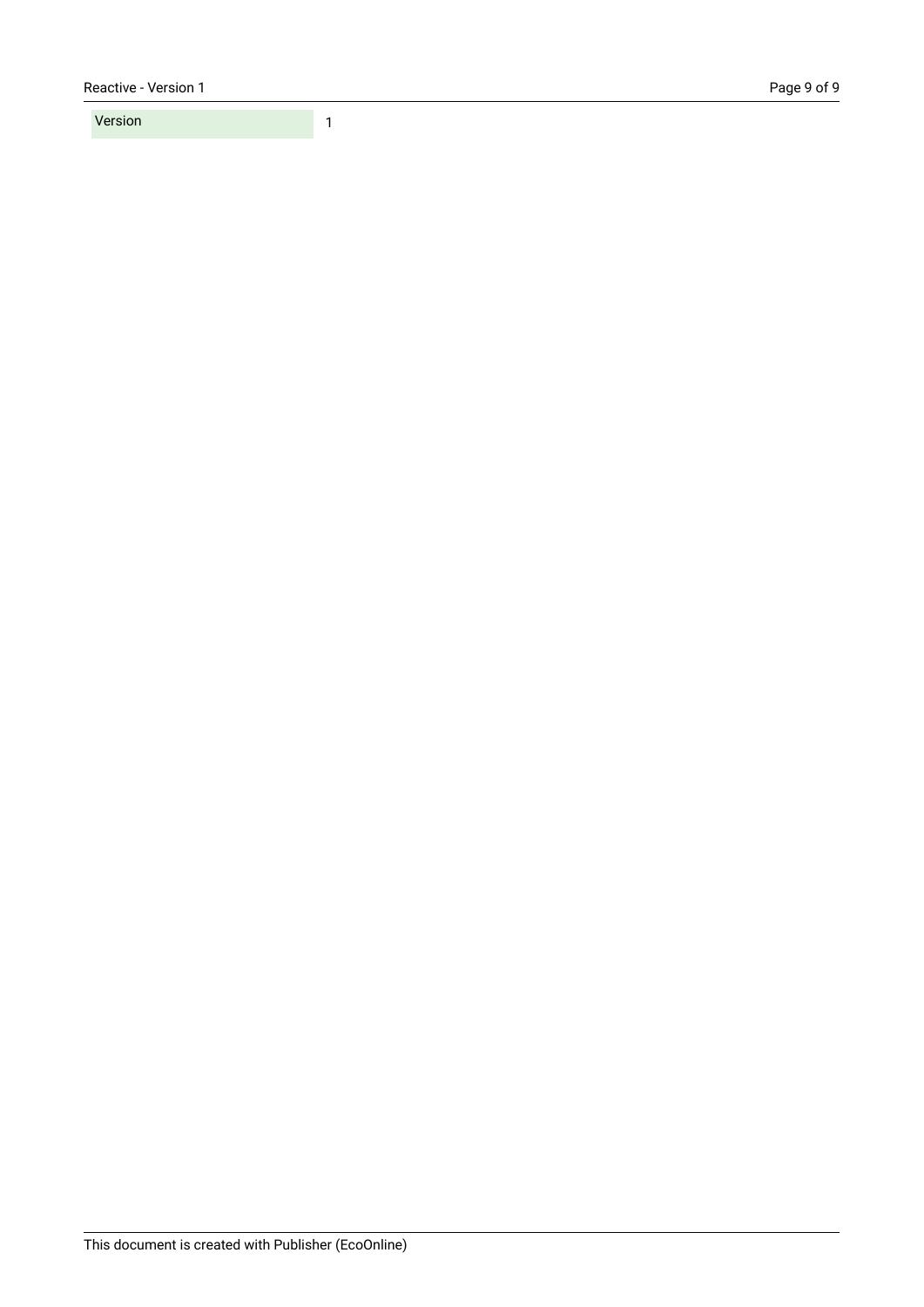| | |
|---|---|
| Version | 1 |